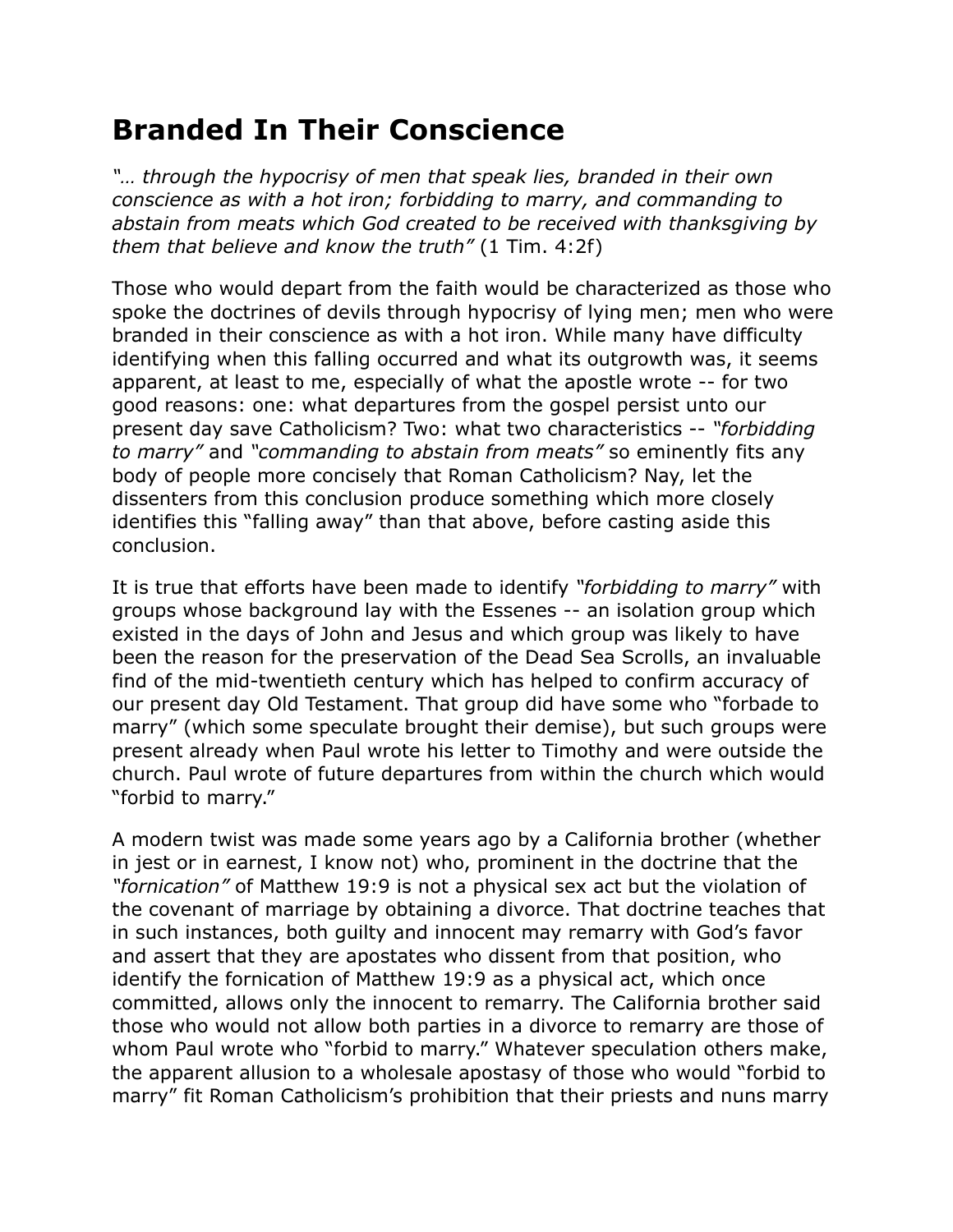# Branded In Their Conscience

*"… through the hypocrisy of men that speak lies, branded in their own conscience as with a hot iron; forbidding to marry, and commanding to abstain from meats which God created to be received with thanksgiving by them that believe and know the truth"* (1 Tim. 4:2f)

Those who would depart from the faith would be characterized as those who spoke the doctrines of devils through hypocrisy of lying men; men who were branded in their conscience as with a hot iron. While many have difficulty identifying when this falling occurred and what its outgrowth was, it seems apparent, at least to me, especially of what the apostle wrote -- for two good reasons: one: what departures from the gospel persist unto our present day save Catholicism? Two: what two characteristics -- *"forbidding to marry"* and *"commanding to abstain from meats"* so eminently fits any body of people more concisely that Roman Catholicism? Nay, let the dissenters from this conclusion produce something which more closely identifies this "falling away" than that above, before casting aside this conclusion.

It is true that efforts have been made to identify *"forbidding to marry"* with groups whose background lay with the Essenes -- an isolation group which existed in the days of John and Jesus and which group was likely to have been the reason for the preservation of the Dead Sea Scrolls, an invaluable find of the mid-twentieth century which has helped to confirm accuracy of our present day Old Testament. That group did have some who "forbade to marry" (which some speculate brought their demise), but such groups were present already when Paul wrote his letter to Timothy and were outside the church. Paul wrote of future departures from within the church which would "forbid to marry."

A modern twist was made some years ago by a California brother (whether in jest or in earnest, I know not) who, prominent in the doctrine that the *"fornication"* of Matthew 19:9 is not a physical sex act but the violation of the covenant of marriage by obtaining a divorce. That doctrine teaches that in such instances, both guilty and innocent may remarry with God's favor and assert that they are apostates who dissent from that position, who identify the fornication of Matthew 19:9 as a physical act, which once committed, allows only the innocent to remarry. The California brother said those who would not allow both parties in a divorce to remarry are those of whom Paul wrote who "forbid to marry." Whatever speculation others make, the apparent allusion to a wholesale apostasy of those who would "forbid to marry" fit Roman Catholicism's prohibition that their priests and nuns marry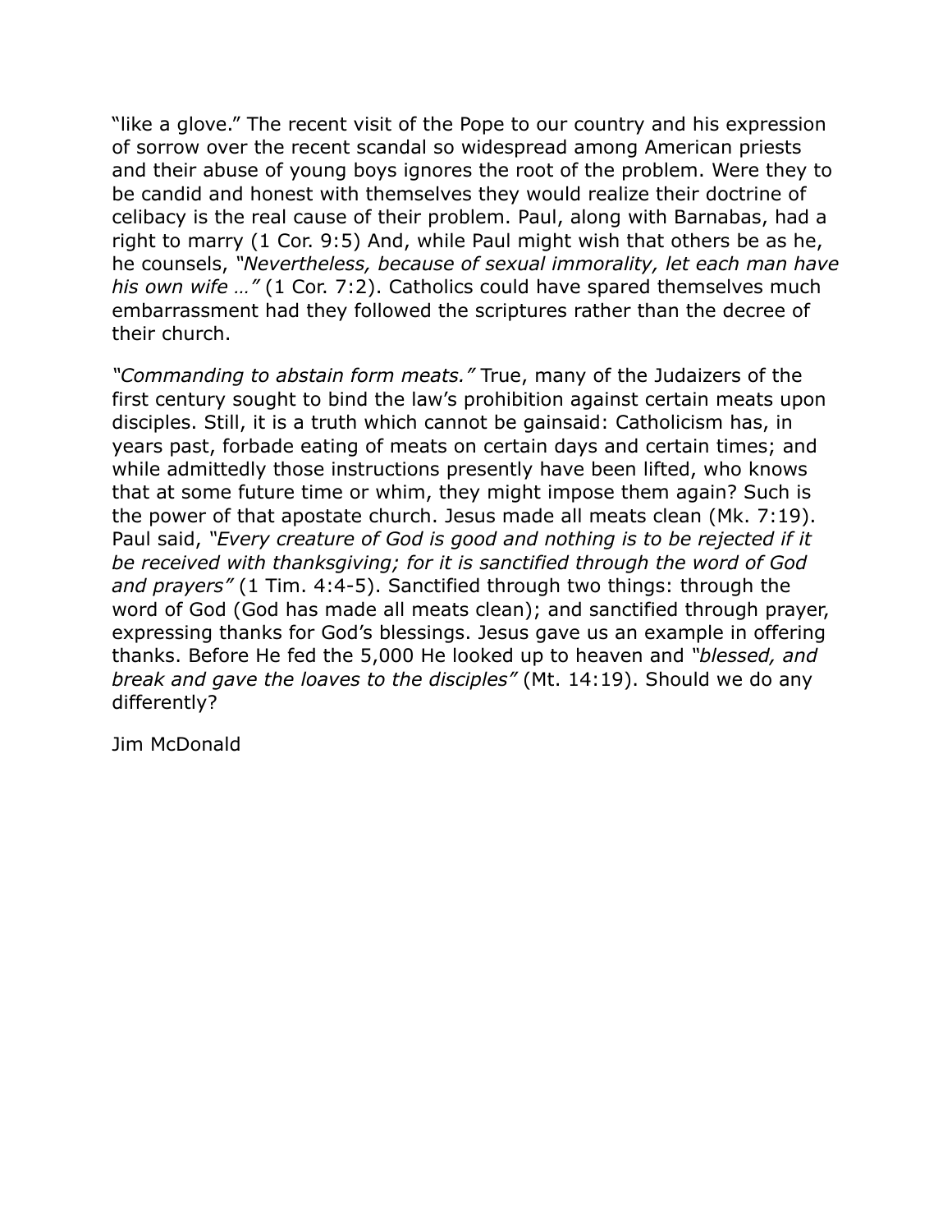"like a glove." The recent visit of the Pope to our country and his expression of sorrow over the recent scandal so widespread among American priests and their abuse of young boys ignores the root of the problem. Were they to be candid and honest with themselves they would realize their doctrine of celibacy is the real cause of their problem. Paul, along with Barnabas, had a right to marry (1 Cor. 9:5) And, while Paul might wish that others be as he, he counsels, *"Nevertheless, because of sexual immorality, let each man have his own wife …"* (1 Cor. 7:2). Catholics could have spared themselves much embarrassment had they followed the scriptures rather than the decree of their church.

*"Commanding to abstain form meats."* True, many of the Judaizers of the first century sought to bind the law's prohibition against certain meats upon disciples. Still, it is a truth which cannot be gainsaid: Catholicism has, in years past, forbade eating of meats on certain days and certain times; and while admittedly those instructions presently have been lifted, who knows that at some future time or whim, they might impose them again? Such is the power of that apostate church. Jesus made all meats clean (Mk. 7:19). Paul said, *"Every creature of God is good and nothing is to be rejected if it be received with thanksgiving; for it is sanctified through the word of God and prayers"* (1 Tim. 4:4-5). Sanctified through two things: through the word of God (God has made all meats clean); and sanctified through prayer, expressing thanks for God's blessings. Jesus gave us an example in offering thanks. Before He fed the 5,000 He looked up to heaven and *"blessed, and break and gave the loaves to the disciples"* (Mt. 14:19). Should we do any differently?

Jim McDonald